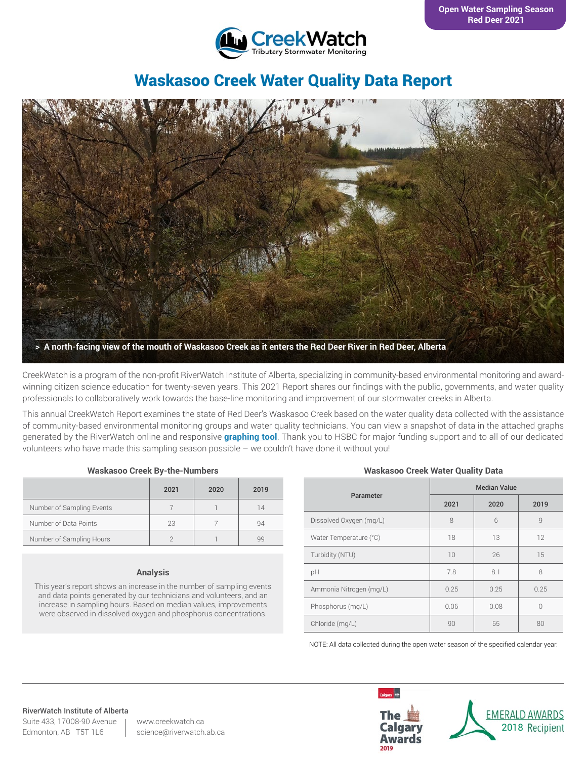Open Water Sampling Season
Red Deer 2021

CreekWatch
Tributary Stormwater Monitoring

# Waskasoo Creek Water Quality Data Report

> A north-facing view of the mouth of Waskasoo Creek as it enters the Red Deer River in Red Deer, Alberta

CreekWatch is a program of the non-profit RiverWatch Institute of Alberta, specializing in community-based environmental monitoring and award-winning citizen science education for twenty-seven years. This 2021 Report shares our findings with the public, governments, and water quality professionals to collaboratively work towards the base-line monitoring and improvement of our stormwater creeks in Alberta.

This annual CreekWatch Report examines the state of Red Deer's Waskasoo Creek based on the water quality data collected with the assistance of community-based environmental monitoring groups and water quality technicians. You can view a snapshot of data in the attached graphs generated by the RiverWatch online and responsive **graphing tool**. Thank you to HSBC for major funding support and to all of our dedicated volunteers who have made this sampling season possible – we couldn't have done it without you!

### Waskasoo Creek By-the-Numbers

| | 2021 | 2020 | 2019 |
|---|---|---|---|
| Number of Sampling Events | 7 | 1 | 14 |
| Number of Data Points | 23 | 7 | 94 |
| Number of Sampling Hours | 2 | 1 | 99 |

### Analysis

This year's report shows an increase in the number of sampling events and data points generated by our technicians and volunteers, and an increase in sampling hours. Based on median values, improvements were observed in dissolved oxygen and phosphorus concentrations.

### Waskasoo Creek Water Quality Data

| Parameter | Median Value | | |
|---|---|---|---|
| | 2021 | 2020 | 2019 |
| Dissolved Oxygen (mg/L) | 8 | 6 | 9 |
| Water Temperature (°C) | 18 | 13 | 12 |
| Turbidity (NTU) | 10 | 26 | 15 |
| pH | 7.8 | 8.1 | 8 |
| Ammonia Nitrogen (mg/L) | 0.25 | 0.25 | 0.25 |
| Phosphorus (mg/L) | 0.06 | 0.08 | 0 |
| Chloride (mg/L) | 90 | 55 | 80 |

NOTE: All data collected during the open water season of the specified calendar year.

**RiverWatch Institute of Alberta**
Suite 433, 17008-90 Avenue
Edmonton, AB T5T 1L6

www.creekwatch.ca
science@riverwatch.ab.ca

The Calgary Awards 2019

EMERALD AWARDS 2018 Recipient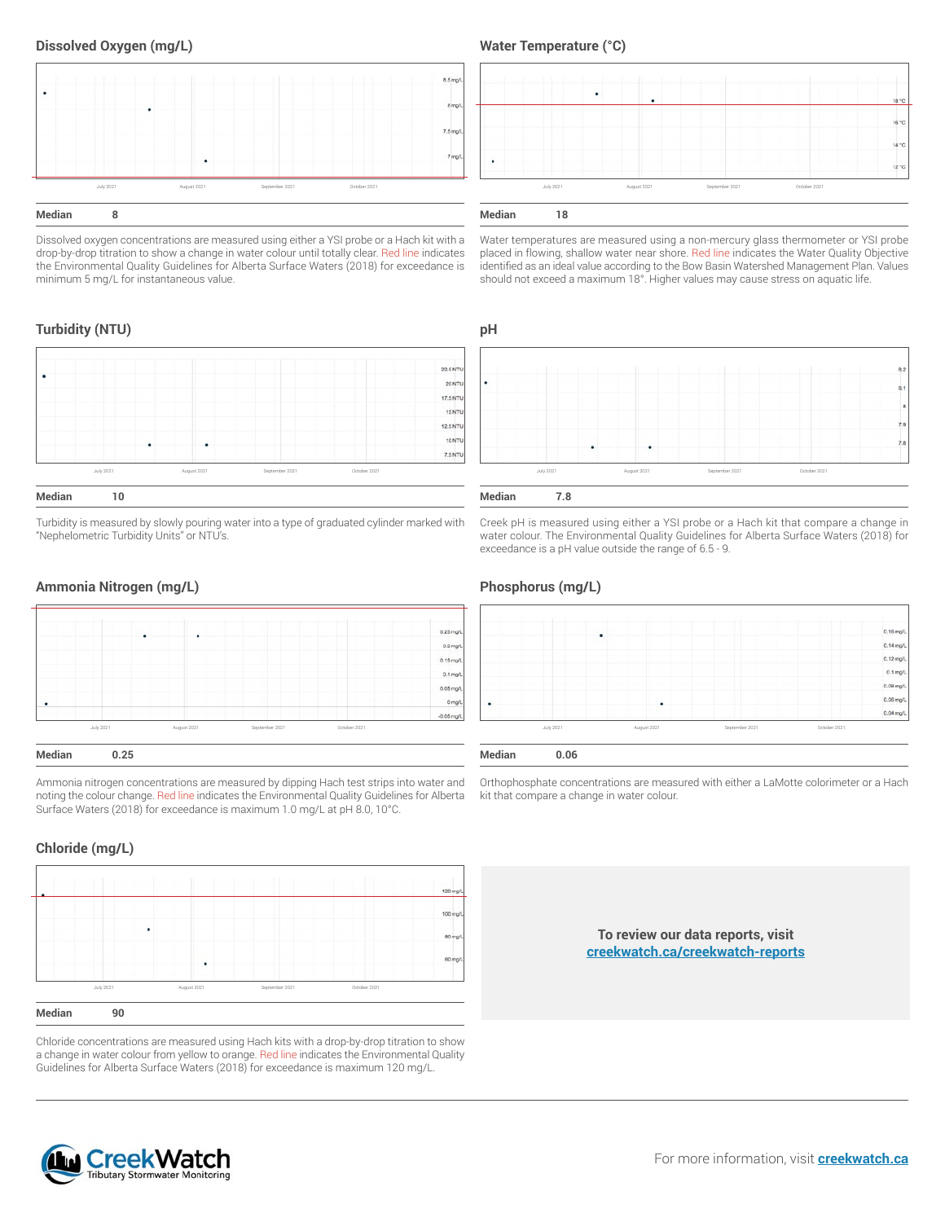## Dissolved Oxygen (mg/L)

8.5 mg/L
8 mg/L
7.5 mg/L
7 mg/L
July 2021
August 2021
September 2021
October 2021

**Median** 8

Dissolved oxygen concentrations are measured using either a YSI probe or a Hach kit with a drop-by-drop titration to show a change in water colour until totally clear. Red line indicates the Environmental Quality Guidelines for Alberta Surface Waters (2018) for exceedance is minimum 5 mg/L for instantaneous value.

## Water Temperature (°C)

18 °C
16 °C
14 °C
12 °C
July 2021
August 2021
September 2021
October 2021

**Median** 18

Water temperatures are measured using a non-mercury glass thermometer or YSI probe placed in flowing, shallow water near shore. Red line indicates the Water Quality Objective identified as an ideal value according to the Bow Basin Watershed Management Plan. Values should not exceed a maximum 18°. Higher values may cause stress on aquatic life.

## Turbidity (NTU)

22.5 NTU
20 NTU
17.5 NTU
15 NTU
12.5 NTU
10 NTU
7.5 NTU
July 2021
August 2021
September 2021
October 2021

**Median** 10

Turbidity is measured by slowly pouring water into a type of graduated cylinder marked with "Nephelometric Turbidity Units" or NTU's.

## pH

8.2
8.1
8
7.9
7.8
July 2021
August 2021
September 2021
October 2021

**Median** 7.8

Creek pH is measured using either a YSI probe or a Hach kit that compare a change in water colour. The Environmental Quality Guidelines for Alberta Surface Waters (2018) for exceedance is a pH value outside the range of 6.5 - 9.

## Ammonia Nitrogen (mg/L)

0.25 mg/L
0.2 mg/L
0.15 mg/L
0.1 mg/L
0.05 mg/L
0 mg/L
-0.05 mg/L
July 2021
August 2021
September 2021
October 2021

**Median** 0.25

Ammonia nitrogen concentrations are measured by dipping Hach test strips into water and noting the colour change. Red line indicates the Environmental Quality Guidelines for Alberta Surface Waters (2018) for exceedance is maximum 1.0 mg/L at pH 8.0, 10°C.

## Phosphorus (mg/L)

0.16 mg/L
0.14 mg/L
0.12 mg/L
0.1 mg/L
0.08 mg/L
0.06 mg/L
0.04 mg/L
July 2021
August 2021
September 2021
October 2021

**Median** 0.06

Orthophosphate concentrations are measured with either a LaMotte colorimeter or a Hach kit that compare a change in water colour.

## Chloride (mg/L)

120 mg/L
100 mg/L
80 mg/L
60 mg/L
July 2021
August 2021
September 2021
October 2021

**Median** 90

Chloride concentrations are measured using Hach kits with a drop-by-drop titration to show a change in water colour from yellow to orange. Red line indicates the Environmental Quality Guidelines for Alberta Surface Waters (2018) for exceedance is maximum 120 mg/L.

**To review our data reports, visit [creekwatch.ca/creekwatch-reports](creekwatch.ca/creekwatch-reports)**

CreekWatch Tributary Stormwater Monitoring

For more information, visit **[creekwatch.ca](creekwatch.ca)**